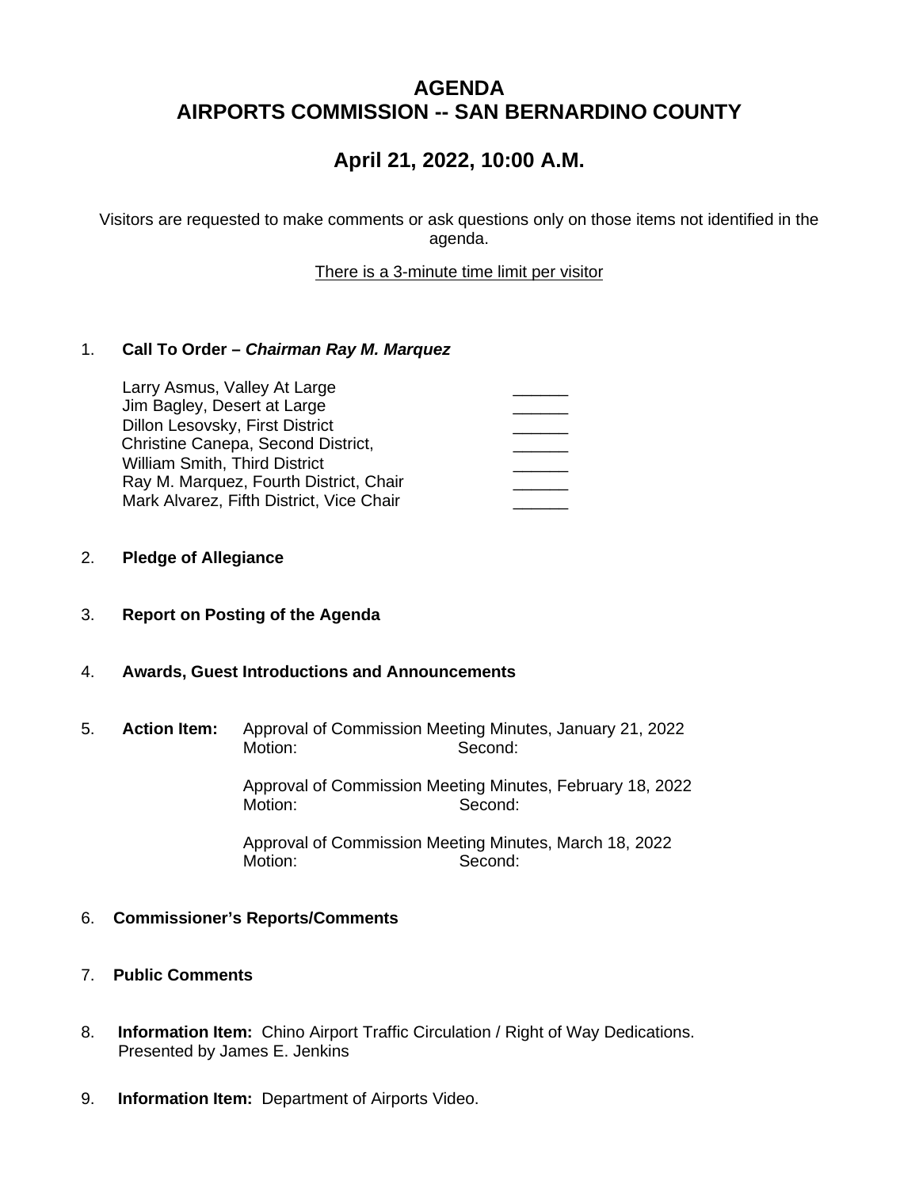# AGENDA
# AIRPORTS COMMISSION -- SAN BERNARDINO COUNTY

## April 21, 2022, 10:00 A.M.

Visitors are requested to make comments or ask questions only on those items not identified in the agenda.

There is a 3-minute time limit per visitor

1. **Call To Order – *Chairman Ray M. Marquez***

| | |
|---|---|
| Larry Asmus, Valley At Large | ______ |
| Jim Bagley, Desert at Large | ______ |
| Dillon Lesovsky, First District | ______ |
| Christine Canepa, Second District, | ______ |
| William Smith, Third District | ______ |
| Ray M. Marquez, Fourth District, Chair | ______ |
| Mark Alvarez, Fifth District, Vice Chair | ______ |

2. **Pledge of Allegiance**

3. **Report on Posting of the Agenda**

4. **Awards, Guest Introductions and Announcements**

5. **Action Item:** Approval of Commission Meeting Minutes, January 21, 2022
   Motion: Second:

   Approval of Commission Meeting Minutes, February 18, 2022
   Motion: Second:

   Approval of Commission Meeting Minutes, March 18, 2022
   Motion: Second:

6. **Commissioner's Reports/Comments**

7. **Public Comments**

8. **Information Item:** Chino Airport Traffic Circulation / Right of Way Dedications.
   Presented by James E. Jenkins

9. **Information Item:** Department of Airports Video.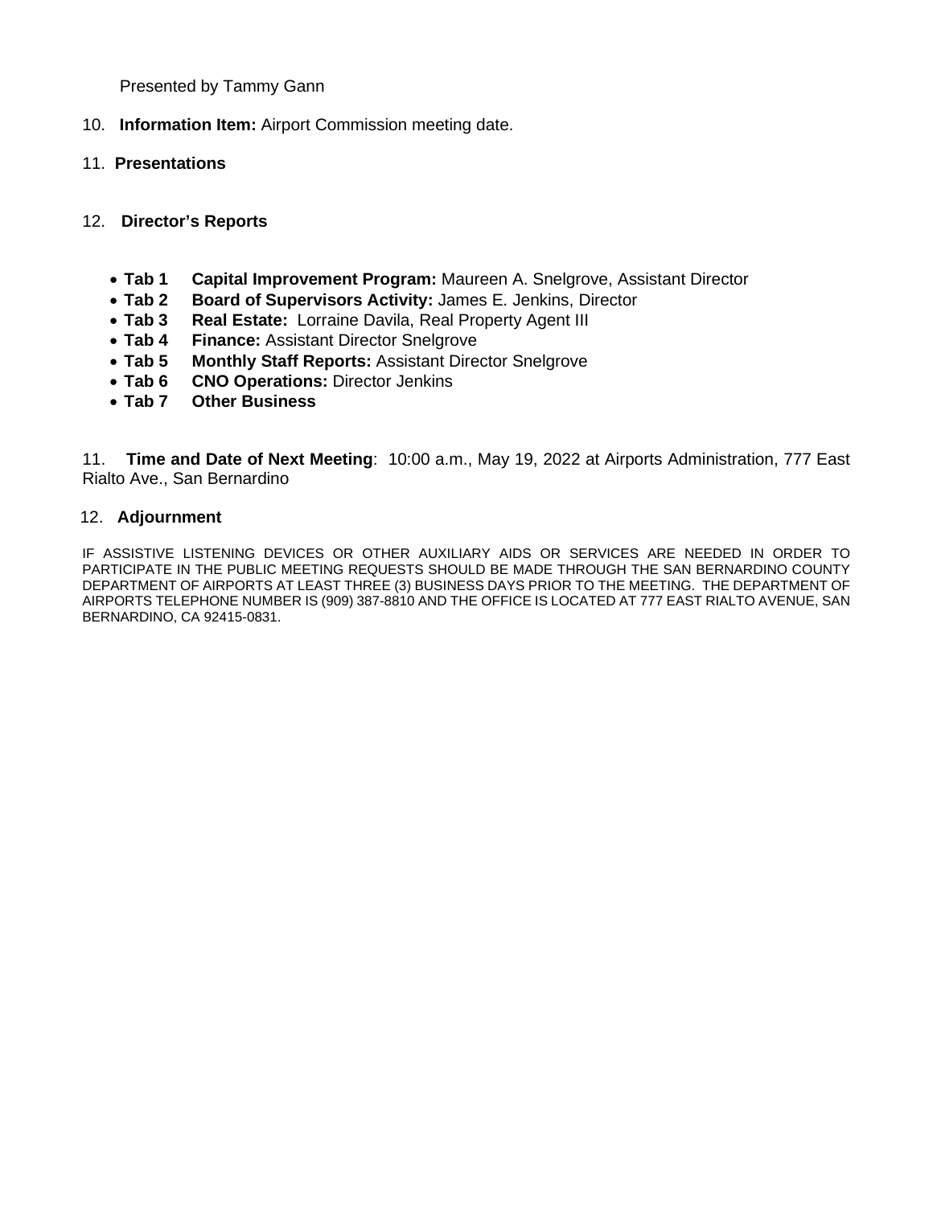Presented by Tammy Gann

10. **Information Item:** Airport Commission meeting date.

11. **Presentations**

12. **Director's Reports**

- **Tab 1 Capital Improvement Program:** Maureen A. Snelgrove, Assistant Director
- **Tab 2 Board of Supervisors Activity:** James E. Jenkins, Director
- **Tab 3 Real Estate:** Lorraine Davila, Real Property Agent III
- **Tab 4 Finance:** Assistant Director Snelgrove
- **Tab 5 Monthly Staff Reports:** Assistant Director Snelgrove
- **Tab 6 CNO Operations:** Director Jenkins
- **Tab 7 Other Business**

11. **Time and Date of Next Meeting**: 10:00 a.m., May 19, 2022 at Airports Administration, 777 East Rialto Ave., San Bernardino

12. **Adjournment**

IF ASSISTIVE LISTENING DEVICES OR OTHER AUXILIARY AIDS OR SERVICES ARE NEEDED IN ORDER TO PARTICIPATE IN THE PUBLIC MEETING REQUESTS SHOULD BE MADE THROUGH THE SAN BERNARDINO COUNTY DEPARTMENT OF AIRPORTS AT LEAST THREE (3) BUSINESS DAYS PRIOR TO THE MEETING. THE DEPARTMENT OF AIRPORTS TELEPHONE NUMBER IS (909) 387-8810 AND THE OFFICE IS LOCATED AT 777 EAST RIALTO AVENUE, SAN BERNARDINO, CA 92415-0831.